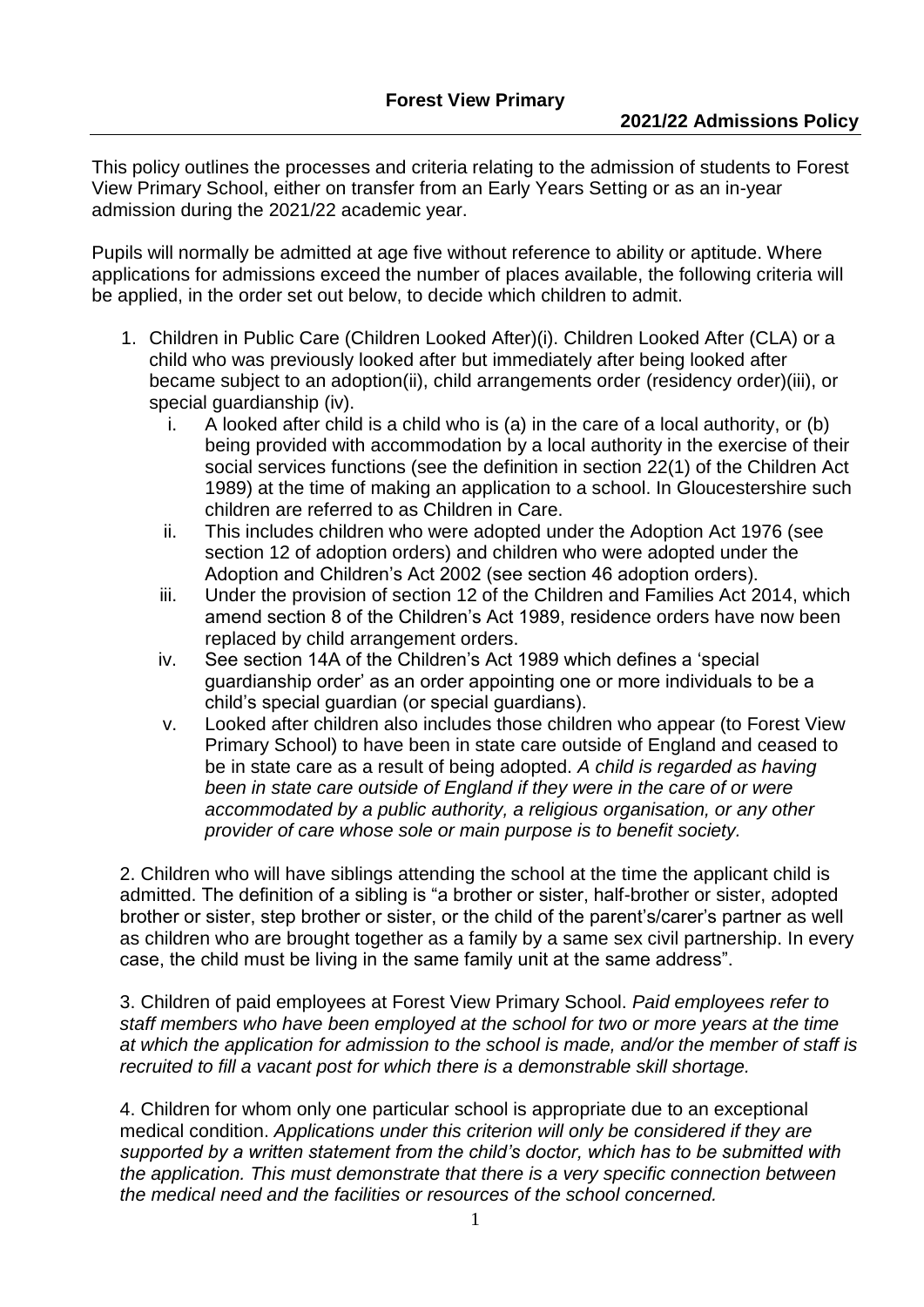**Forest View Primary**

**2021/22 Admissions Policy**

This policy outlines the processes and criteria relating to the admission of students to Forest View Primary School, either on transfer from an Early Years Setting or as an in-year admission during the 2021/22 academic year.

Pupils will normally be admitted at age five without reference to ability or aptitude. Where applications for admissions exceed the number of places available, the following criteria will be applied, in the order set out below, to decide which children to admit.

1. Children in Public Care (Children Looked After)(i). Children Looked After (CLA) or a child who was previously looked after but immediately after being looked after became subject to an adoption(ii), child arrangements order (residency order)(iii), or special guardianship (iv).
   1. A looked after child is a child who is (a) in the care of a local authority, or (b) being provided with accommodation by a local authority in the exercise of their social services functions (see the definition in section 22(1) of the Children Act 1989) at the time of making an application to a school. In Gloucestershire such children are referred to as Children in Care.
   2. This includes children who were adopted under the Adoption Act 1976 (see section 12 of adoption orders) and children who were adopted under the Adoption and Children's Act 2002 (see section 46 adoption orders).
   3. Under the provision of section 12 of the Children and Families Act 2014, which amend section 8 of the Children's Act 1989, residence orders have now been replaced by child arrangement orders.
   4. See section 14A of the Children's Act 1989 which defines a 'special guardianship order' as an order appointing one or more individuals to be a child's special guardian (or special guardians).
   5. Looked after children also includes those children who appear (to Forest View Primary School) to have been in state care outside of England and ceased to be in state care as a result of being adopted. *A child is regarded as having been in state care outside of England if they were in the care of or were accommodated by a public authority, a religious organisation, or any other provider of care whose sole or main purpose is to benefit society.*

2. Children who will have siblings attending the school at the time the applicant child is admitted. The definition of a sibling is "a brother or sister, half-brother or sister, adopted brother or sister, step brother or sister, or the child of the parent's/carer's partner as well as children who are brought together as a family by a same sex civil partnership. In every case, the child must be living in the same family unit at the same address".

3. Children of paid employees at Forest View Primary School. *Paid employees refer to staff members who have been employed at the school for two or more years at the time at which the application for admission to the school is made, and/or the member of staff is recruited to fill a vacant post for which there is a demonstrable skill shortage.*

4. Children for whom only one particular school is appropriate due to an exceptional medical condition. *Applications under this criterion will only be considered if they are supported by a written statement from the child's doctor, which has to be submitted with the application. This must demonstrate that there is a very specific connection between the medical need and the facilities or resources of the school concerned.*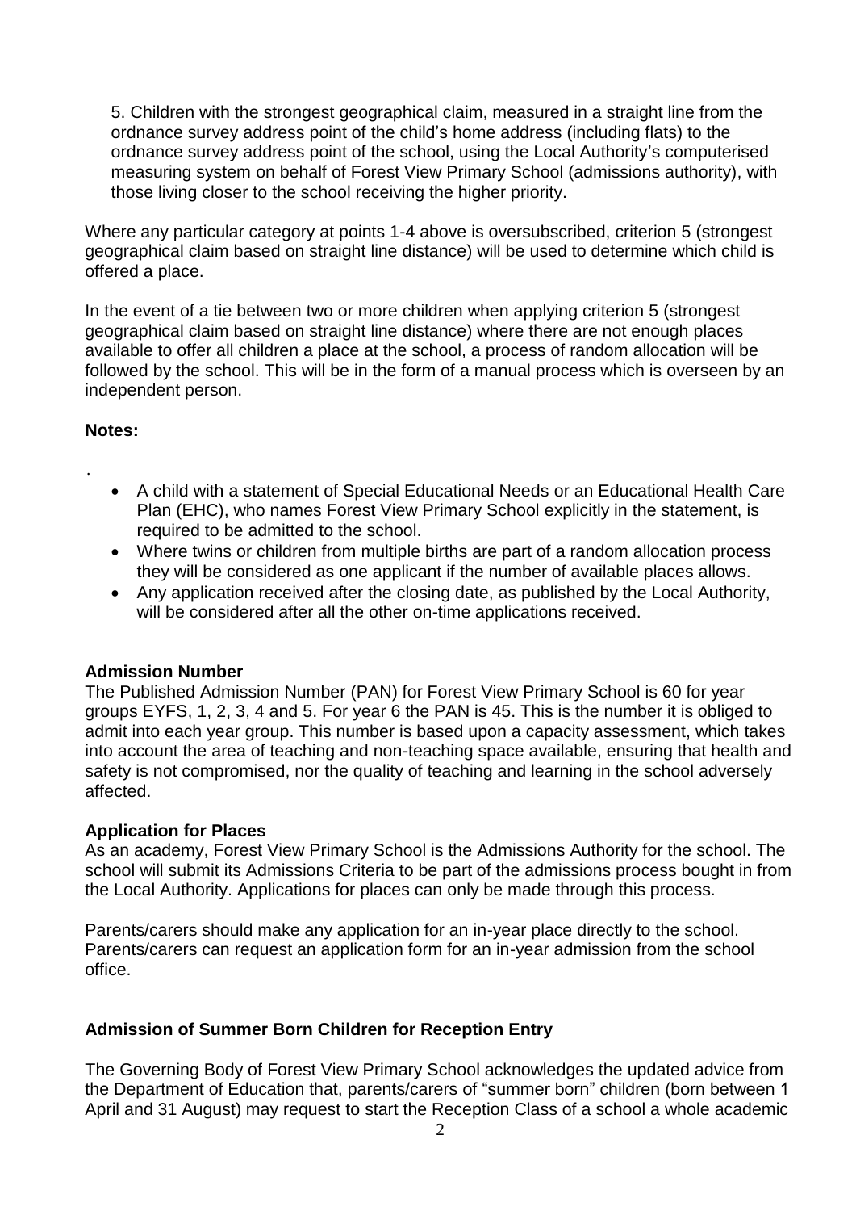5. Children with the strongest geographical claim, measured in a straight line from the ordnance survey address point of the child's home address (including flats) to the ordnance survey address point of the school, using the Local Authority's computerised measuring system on behalf of Forest View Primary School (admissions authority), with those living closer to the school receiving the higher priority.

Where any particular category at points 1-4 above is oversubscribed, criterion 5 (strongest geographical claim based on straight line distance) will be used to determine which child is offered a place.

In the event of a tie between two or more children when applying criterion 5 (strongest geographical claim based on straight line distance) where there are not enough places available to offer all children a place at the school, a process of random allocation will be followed by the school. This will be in the form of a manual process which is overseen by an independent person.

**Notes:**

.

- A child with a statement of Special Educational Needs or an Educational Health Care Plan (EHC), who names Forest View Primary School explicitly in the statement, is required to be admitted to the school.
- Where twins or children from multiple births are part of a random allocation process they will be considered as one applicant if the number of available places allows.
- Any application received after the closing date, as published by the Local Authority, will be considered after all the other on-time applications received.

**Admission Number**

The Published Admission Number (PAN) for Forest View Primary School is 60 for year groups EYFS, 1, 2, 3, 4 and 5. For year 6 the PAN is 45. This is the number it is obliged to admit into each year group. This number is based upon a capacity assessment, which takes into account the area of teaching and non-teaching space available, ensuring that health and safety is not compromised, nor the quality of teaching and learning in the school adversely affected.

**Application for Places**

As an academy, Forest View Primary School is the Admissions Authority for the school. The school will submit its Admissions Criteria to be part of the admissions process bought in from the Local Authority. Applications for places can only be made through this process.

Parents/carers should make any application for an in-year place directly to the school. Parents/carers can request an application form for an in-year admission from the school office.

**Admission of Summer Born Children for Reception Entry**

The Governing Body of Forest View Primary School acknowledges the updated advice from the Department of Education that, parents/carers of "summer born" children (born between 1 April and 31 August) may request to start the Reception Class of a school a whole academic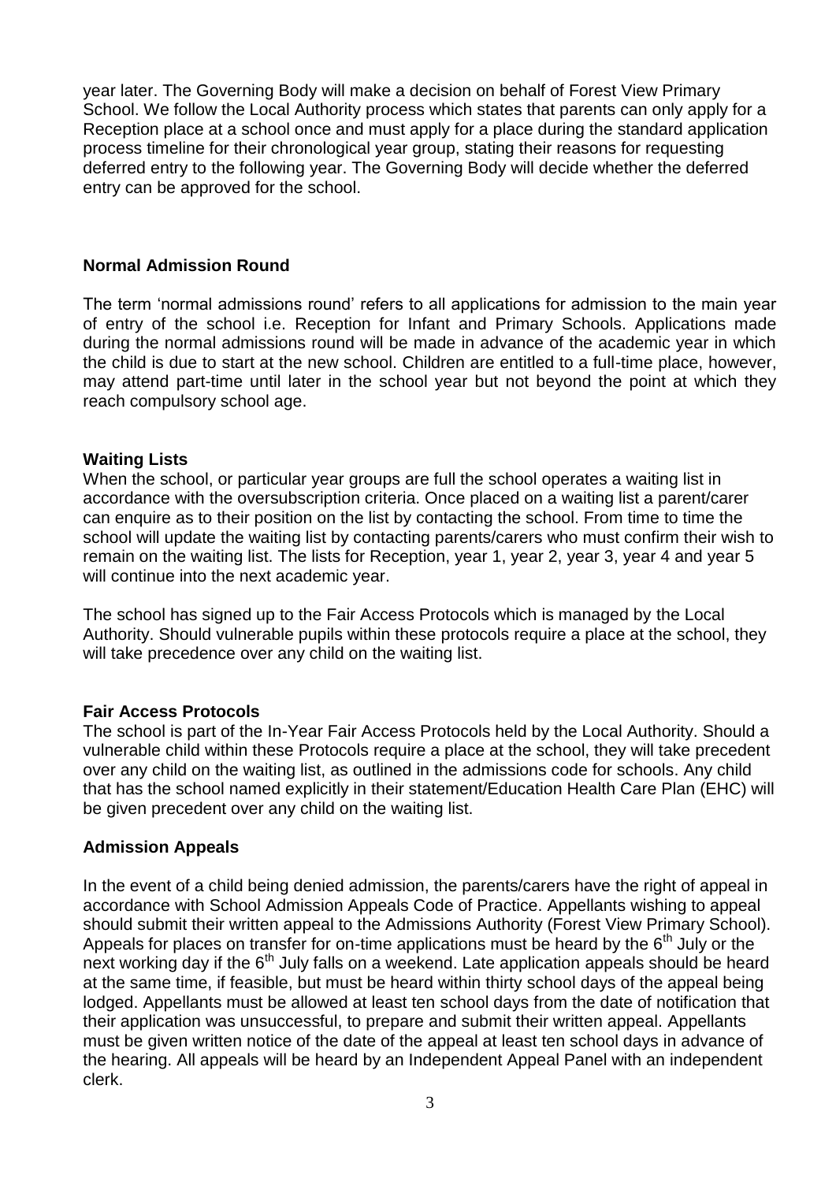year later. The Governing Body will make a decision on behalf of Forest View Primary School. We follow the Local Authority process which states that parents can only apply for a Reception place at a school once and must apply for a place during the standard application process timeline for their chronological year group, stating their reasons for requesting deferred entry to the following year. The Governing Body will decide whether the deferred entry can be approved for the school.

**Normal Admission Round**

The term 'normal admissions round' refers to all applications for admission to the main year of entry of the school i.e. Reception for Infant and Primary Schools. Applications made during the normal admissions round will be made in advance of the academic year in which the child is due to start at the new school. Children are entitled to a full-time place, however, may attend part-time until later in the school year but not beyond the point at which they reach compulsory school age.

**Waiting Lists**

When the school, or particular year groups are full the school operates a waiting list in accordance with the oversubscription criteria. Once placed on a waiting list a parent/carer can enquire as to their position on the list by contacting the school. From time to time the school will update the waiting list by contacting parents/carers who must confirm their wish to remain on the waiting list. The lists for Reception, year 1, year 2, year 3, year 4 and year 5 will continue into the next academic year.

The school has signed up to the Fair Access Protocols which is managed by the Local Authority. Should vulnerable pupils within these protocols require a place at the school, they will take precedence over any child on the waiting list.

**Fair Access Protocols**

The school is part of the In-Year Fair Access Protocols held by the Local Authority. Should a vulnerable child within these Protocols require a place at the school, they will take precedent over any child on the waiting list, as outlined in the admissions code for schools. Any child that has the school named explicitly in their statement/Education Health Care Plan (EHC) will be given precedent over any child on the waiting list.

**Admission Appeals**

In the event of a child being denied admission, the parents/carers have the right of appeal in accordance with School Admission Appeals Code of Practice. Appellants wishing to appeal should submit their written appeal to the Admissions Authority (Forest View Primary School). Appeals for places on transfer for on-time applications must be heard by the 6th July or the next working day if the 6th July falls on a weekend. Late application appeals should be heard at the same time, if feasible, but must be heard within thirty school days of the appeal being lodged. Appellants must be allowed at least ten school days from the date of notification that their application was unsuccessful, to prepare and submit their written appeal. Appellants must be given written notice of the date of the appeal at least ten school days in advance of the hearing. All appeals will be heard by an Independent Appeal Panel with an independent clerk.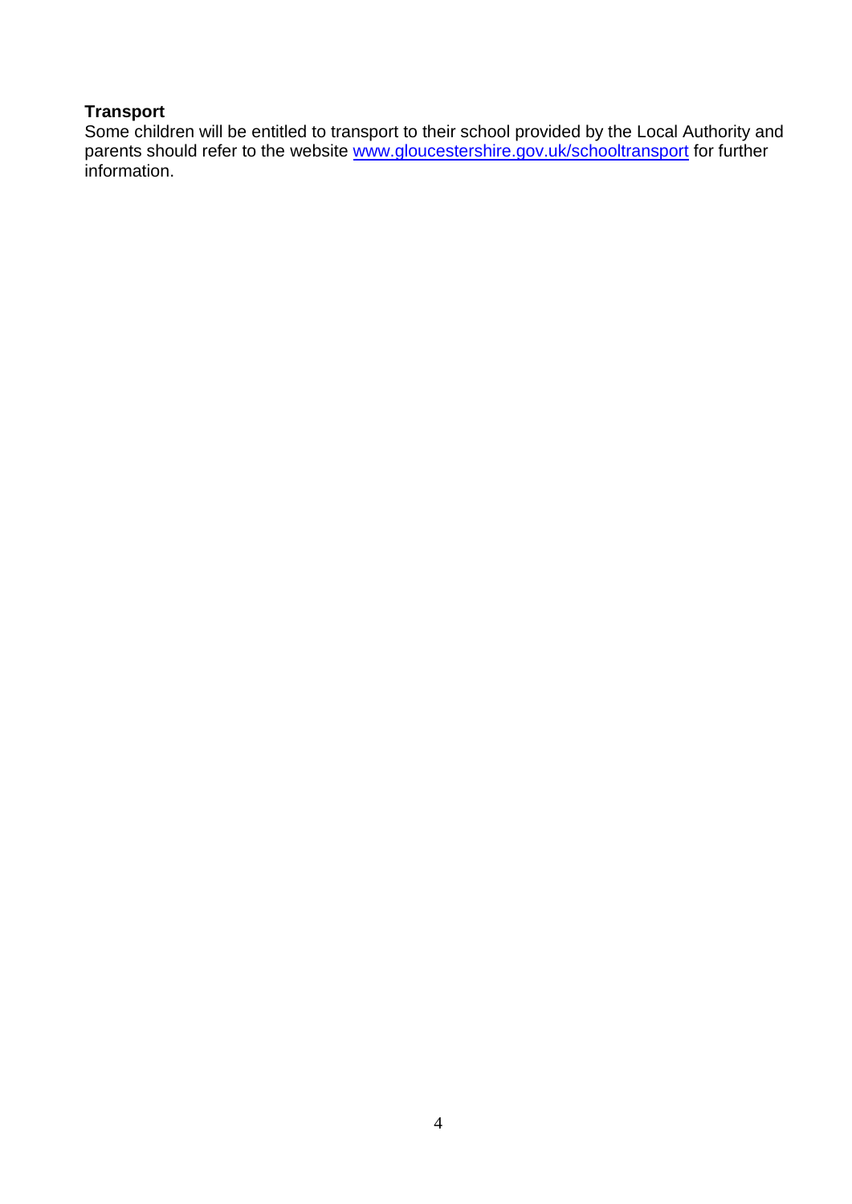**Transport**

Some children will be entitled to transport to their school provided by the Local Authority and parents should refer to the website [www.gloucestershire.gov.uk/schooltransport](http://www.gloucestershire.gov.uk/schooltransport) for further information.